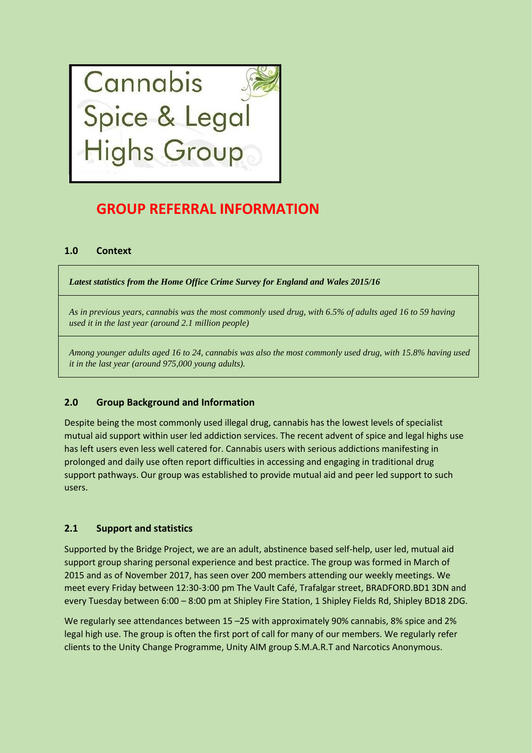# Cannabis Spice & Legal Highs Group

# GROUP REFERRAL INFORMATION

## 1.0 Context

| *Latest statistics from the Home Office Crime Survey for England and Wales 2015/16* |
| --- |
| *As in previous years, cannabis was the most commonly used drug, with 6.5% of adults aged 16 to 59 having used it in the last year (around 2.1 million people)* |
| *Among younger adults aged 16 to 24, cannabis was also the most commonly used drug, with 15.8% having used it in the last year (around 975,000 young adults).* |

## 2.0 Group Background and Information

Despite being the most commonly used illegal drug, cannabis has the lowest levels of specialist mutual aid support within user led addiction services. The recent advent of spice and legal highs use has left users even less well catered for. Cannabis users with serious addictions manifesting in prolonged and daily use often report difficulties in accessing and engaging in traditional drug support pathways. Our group was established to provide mutual aid and peer led support to such users.

## 2.1 Support and statistics

Supported by the Bridge Project, we are an adult, abstinence based self-help, user led, mutual aid support group sharing personal experience and best practice. The group was formed in March of 2015 and as of November 2017, has seen over 200 members attending our weekly meetings. We meet every Friday between 12:30-3:00 pm The Vault Café, Trafalgar street, BRADFORD.BD1 3DN and every Tuesday between 6:00 – 8:00 pm at Shipley Fire Station, 1 Shipley Fields Rd, Shipley BD18 2DG.

We regularly see attendances between 15 –25 with approximately 90% cannabis, 8% spice and 2% legal high use. The group is often the first port of call for many of our members. We regularly refer clients to the Unity Change Programme, Unity AIM group S.M.A.R.T and Narcotics Anonymous.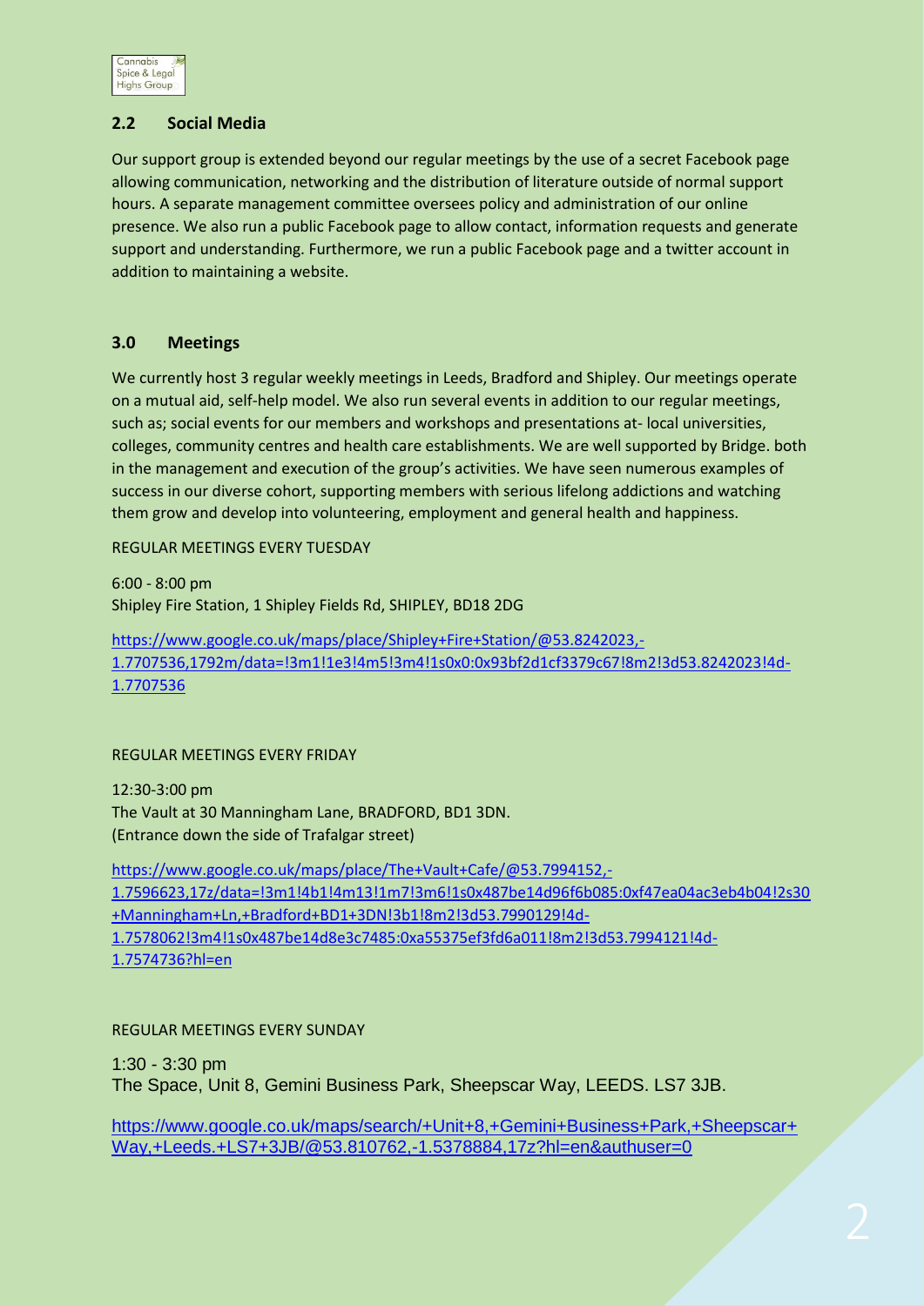## 2.2 Social Media

Our support group is extended beyond our regular meetings by the use of a secret Facebook page allowing communication, networking and the distribution of literature outside of normal support hours. A separate management committee oversees policy and administration of our online presence. We also run a public Facebook page to allow contact, information requests and generate support and understanding. Furthermore, we run a public Facebook page and a twitter account in addition to maintaining a website.

## 3.0 Meetings

We currently host 3 regular weekly meetings in Leeds, Bradford and Shipley. Our meetings operate on a mutual aid, self-help model. We also run several events in addition to our regular meetings, such as; social events for our members and workshops and presentations at- local universities, colleges, community centres and health care establishments. We are well supported by Bridge. both in the management and execution of the group's activities. We have seen numerous examples of success in our diverse cohort, supporting members with serious lifelong addictions and watching them grow and develop into volunteering, employment and general health and happiness.

REGULAR MEETINGS EVERY TUESDAY

6:00 - 8:00 pm
Shipley Fire Station, 1 Shipley Fields Rd, SHIPLEY, BD18 2DG

https://www.google.co.uk/maps/place/Shipley+Fire+Station/@53.8242023,-1.7707536,1792m/data=!3m1!1e3!4m5!3m4!1s0x0:0x93bf2d1cf3379c67!8m2!3d53.8242023!4d-1.7707536

REGULAR MEETINGS EVERY FRIDAY

12:30-3:00 pm
The Vault at 30 Manningham Lane, BRADFORD, BD1 3DN.
(Entrance down the side of Trafalgar street)

https://www.google.co.uk/maps/place/The+Vault+Cafe/@53.7994152,-1.7596623,17z/data=!3m1!4b1!4m13!1m7!3m6!1s0x487be14d96f6b085:0xf47ea04ac3eb4b04!2s30+Manningham+Ln,+Bradford+BD1+3DN!3b1!8m2!3d53.7990129!4d-1.7578062!3m4!1s0x487be14d8e3c7485:0xa55375ef3fd6a011!8m2!3d53.7994121!4d-1.7574736?hl=en

REGULAR MEETINGS EVERY SUNDAY

1:30 - 3:30 pm
The Space, Unit 8, Gemini Business Park, Sheepscar Way, LEEDS. LS7 3JB.

https://www.google.co.uk/maps/search/+Unit+8,+Gemini+Business+Park,+Sheepscar+Way,+Leeds.+LS7+3JB/@53.810762,-1.5378884,17z?hl=en&authuser=0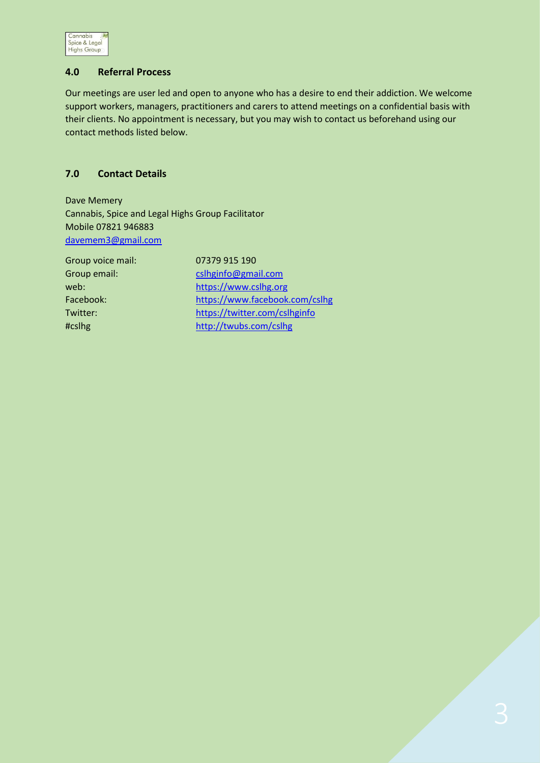## 4.0 Referral Process

Our meetings are user led and open to anyone who has a desire to end their addiction. We welcome support workers, managers, practitioners and carers to attend meetings on a confidential basis with their clients. No appointment is necessary, but you may wish to contact us beforehand using our contact methods listed below.

## 7.0 Contact Details

Dave Memery
Cannabis, Spice and Legal Highs Group Facilitator
Mobile 07821 946883
davemem3@gmail.com

| | |
|---|---|
| Group voice mail: | 07379 915 190 |
| Group email: | cslhginfo@gmail.com |
| web: | https://www.cslhg.org |
| Facebook: | https://www.facebook.com/cslhg |
| Twitter: | https://twitter.com/cslhginfo |
| #cslhg | http://twubs.com/cslhg |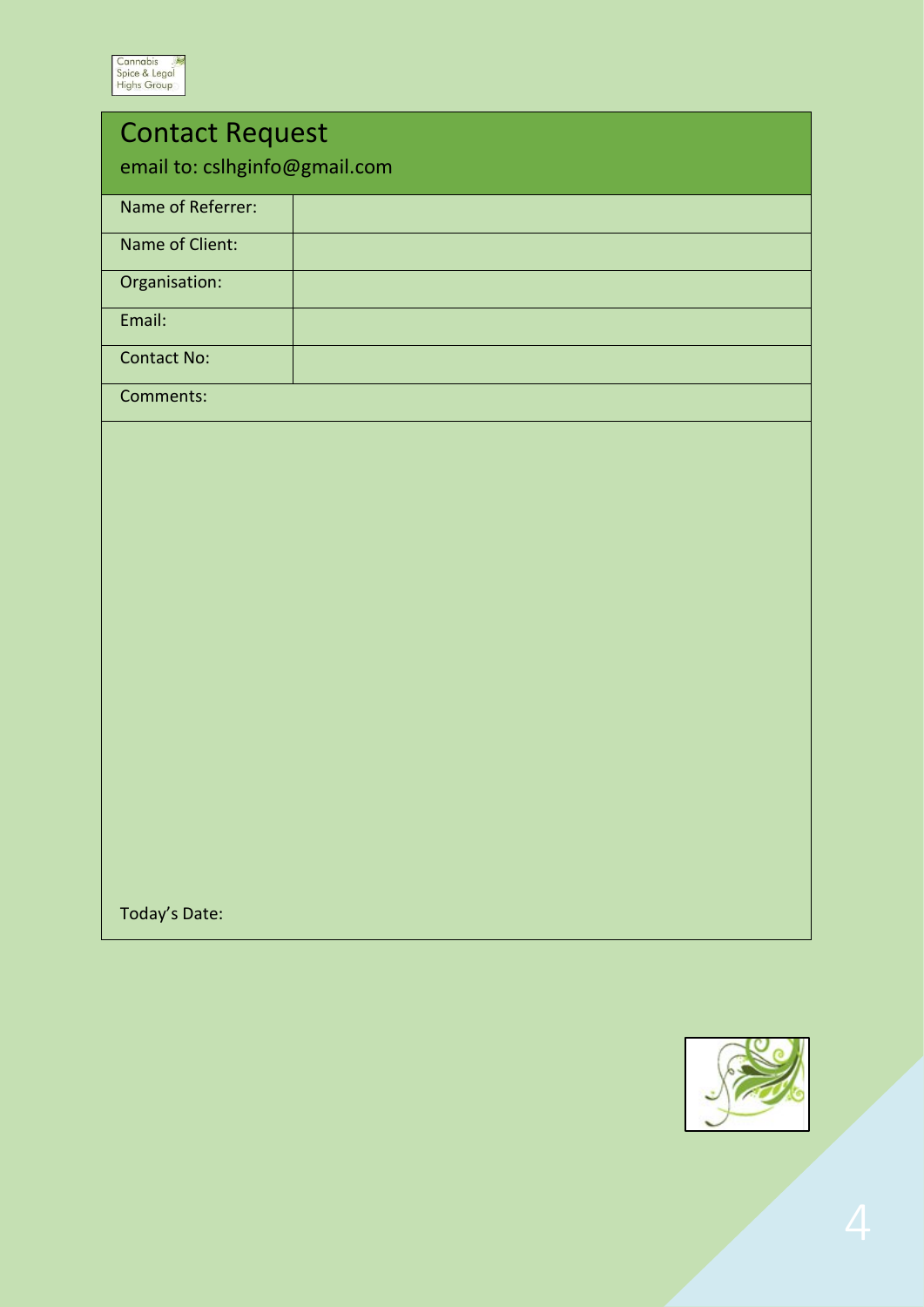Cannabis Spice & Legal Highs Group

## Contact Request

email to: cslhginfo@gmail.com

| | |
|---|---|
| Name of Referrer: | |
| Name of Client: | |
| Organisation: | |
| Email: | |
| Contact No: | |

Comments:

Today's Date: